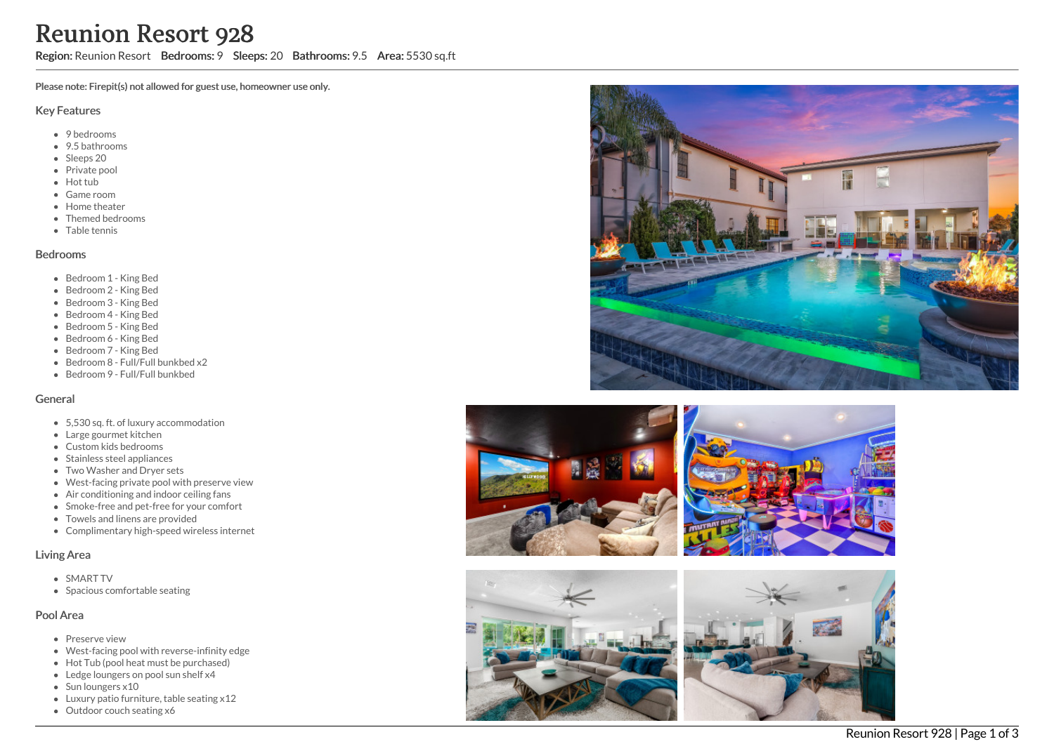# Reunion Resort 928

**Region:** Reunion Resort **Bedrooms:** 9 **Sleeps:** 20 **Bathrooms:** 9.5 **Area:** 5530 sq.ft

**Please note: Firepit(s) not allowed for guest use, homeowner use only.**

## Key Features

- 9 bedrooms
- 9.5 bathrooms
- Sleeps 20
- Private pool
- Hot tub
- Game room
- Home theater
- Themed bedrooms
- Table tennis

## Bedrooms

- Bedroom 1 - King Bed
- Bedroom 2 - King Bed
- Bedroom 3 - King Bed
- Bedroom 4 - King Bed
- Bedroom 5 - King Bed
- Bedroom 6 - King Bed
- Bedroom 7 - King Bed
- Bedroom 8 - Full/Full bunkbed x2
- Bedroom 9 - Full/Full bunkbed

## General

- 5,530 sq. ft. of luxury accommodation
- Large gourmet kitchen
- Custom kids bedrooms
- Stainless steel appliances
- Two Washer and Dryer sets
- West-facing private pool with preserve view
- Air conditioning and indoor ceiling fans
- Smoke-free and pet-free for your comfort
- Towels and linens are provided
- Complimentary high-speed wireless internet

## Living Area

- SMART TV
- Spacious comfortable seating

## Pool Area

- Preserve view
- West-facing pool with reverse-infinity edge
- Hot Tub (pool heat must be purchased)
- Ledge loungers on pool sun shelf x4
- Sun loungers x10
- Luxury patio furniture, table seating x12
- Outdoor couch seating x6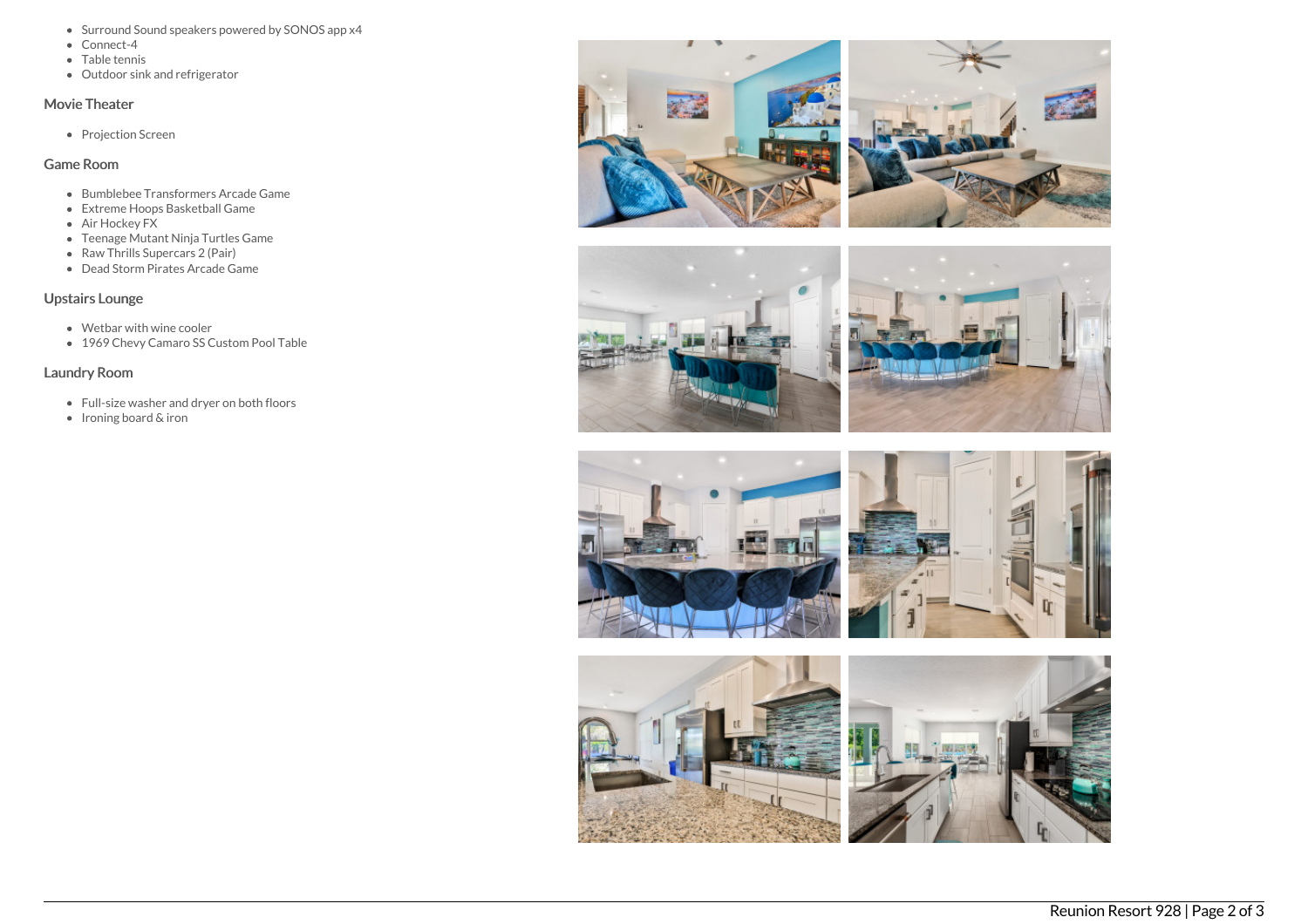- Surround Sound speakers powered by SONOS app x4
- Connect-4
- Table tennis
- Outdoor sink and refrigerator

### Movie Theater

- Projection Screen

### Game Room

- Bumblebee Transformers Arcade Game
- Extreme Hoops Basketball Game
- Air Hockey FX
- Teenage Mutant Ninja Turtles Game
- Raw Thrills Supercars 2 (Pair)
- Dead Storm Pirates Arcade Game

### Upstairs Lounge

- Wetbar with wine cooler
- 1969 Chevy Camaro SS Custom Pool Table

### Laundry Room

- Full-size washer and dryer on both floors
- Ironing board & iron